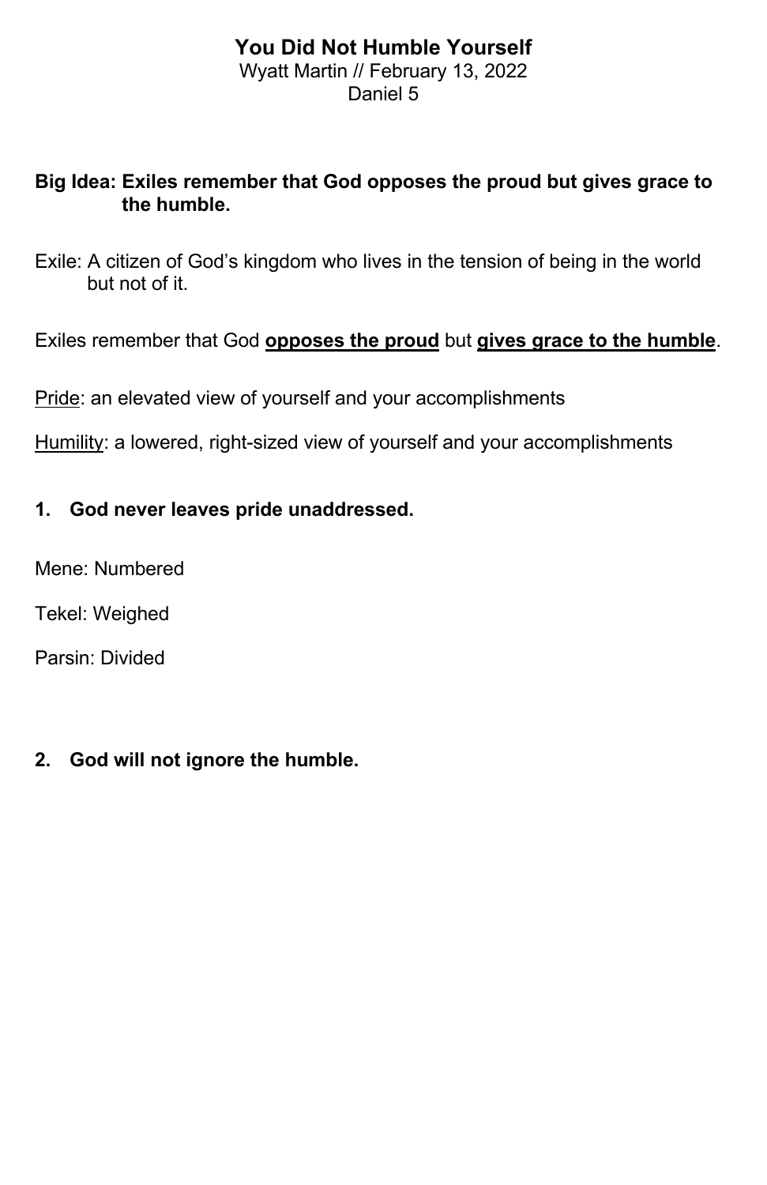# You Did Not Humble Yourself

Wyatt Martin // February 13, 2022

Daniel 5

**Big Idea: Exiles remember that God opposes the proud but gives grace to the humble.**

Exile: A citizen of God's kingdom who lives in the tension of being in the world but not of it.

Exiles remember that God **opposes the proud** but **gives grace to the humble**.

Pride: an elevated view of yourself and your accomplishments

Humility: a lowered, right-sized view of yourself and your accomplishments

## 1. God never leaves pride unaddressed.

Mene: Numbered

Tekel: Weighed

Parsin: Divided

## 2. God will not ignore the humble.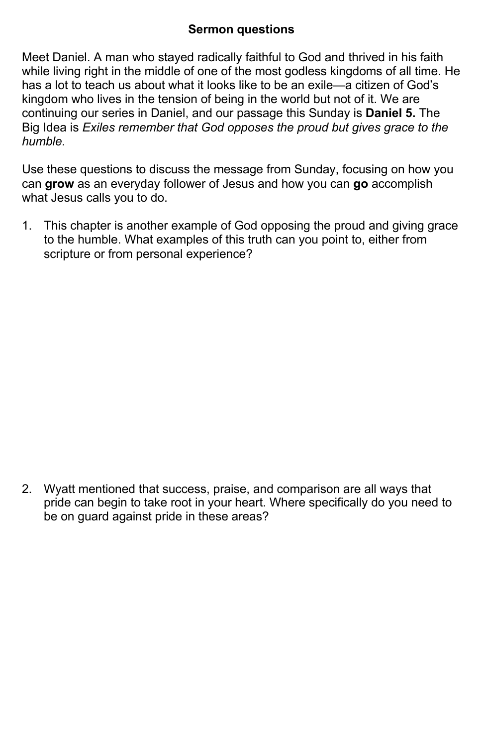# Sermon questions

Meet Daniel. A man who stayed radically faithful to God and thrived in his faith while living right in the middle of one of the most godless kingdoms of all time. He has a lot to teach us about what it looks like to be an exile—a citizen of God's kingdom who lives in the tension of being in the world but not of it. We are continuing our series in Daniel, and our passage this Sunday is **Daniel 5.** The Big Idea is *Exiles remember that God opposes the proud but gives grace to the humble.*

Use these questions to discuss the message from Sunday, focusing on how you can **grow** as an everyday follower of Jesus and how you can **go** accomplish what Jesus calls you to do.

1. This chapter is another example of God opposing the proud and giving grace to the humble. What examples of this truth can you point to, either from scripture or from personal experience?

2. Wyatt mentioned that success, praise, and comparison are all ways that pride can begin to take root in your heart. Where specifically do you need to be on guard against pride in these areas?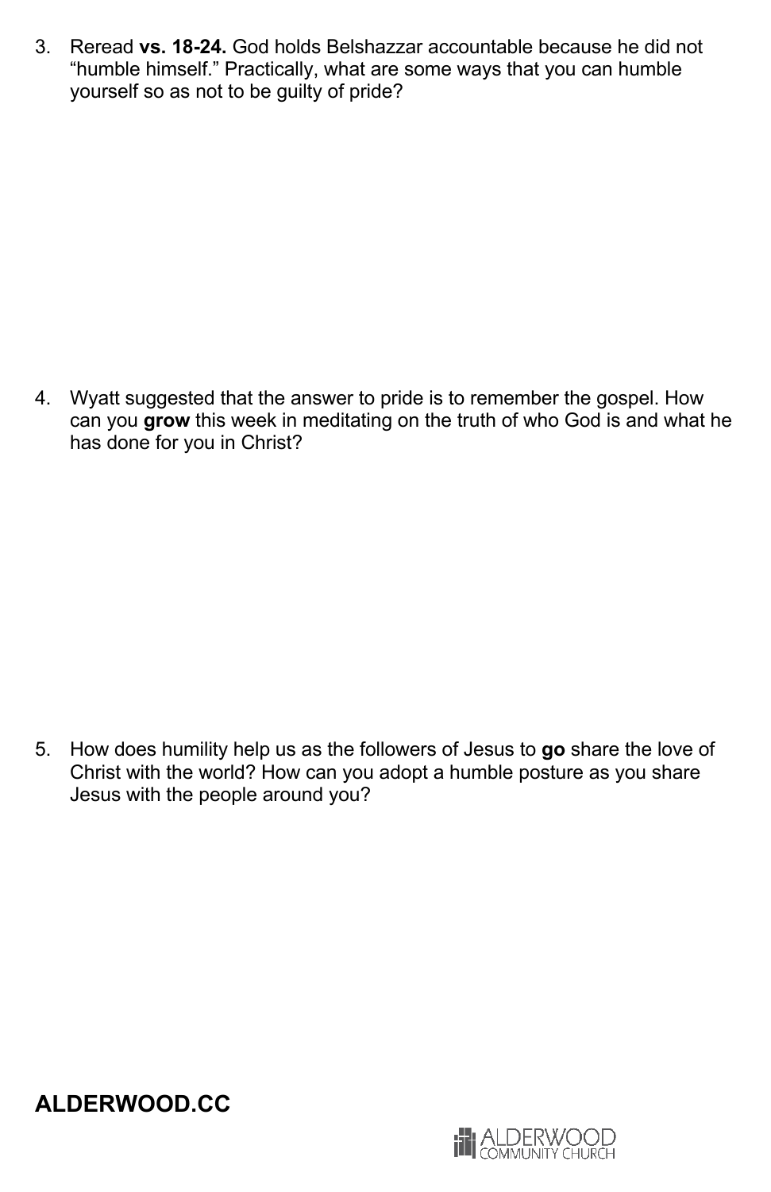3. Reread **vs. 18-24.** God holds Belshazzar accountable because he did not "humble himself." Practically, what are some ways that you can humble yourself so as not to be guilty of pride?

4. Wyatt suggested that the answer to pride is to remember the gospel. How can you **grow** this week in meditating on the truth of who God is and what he has done for you in Christ?

5. How does humility help us as the followers of Jesus to **go** share the love of Christ with the world? How can you adopt a humble posture as you share Jesus with the people around you?

**ALDERWOOD.CC**

ALDERWOOD COMMUNITY CHURCH